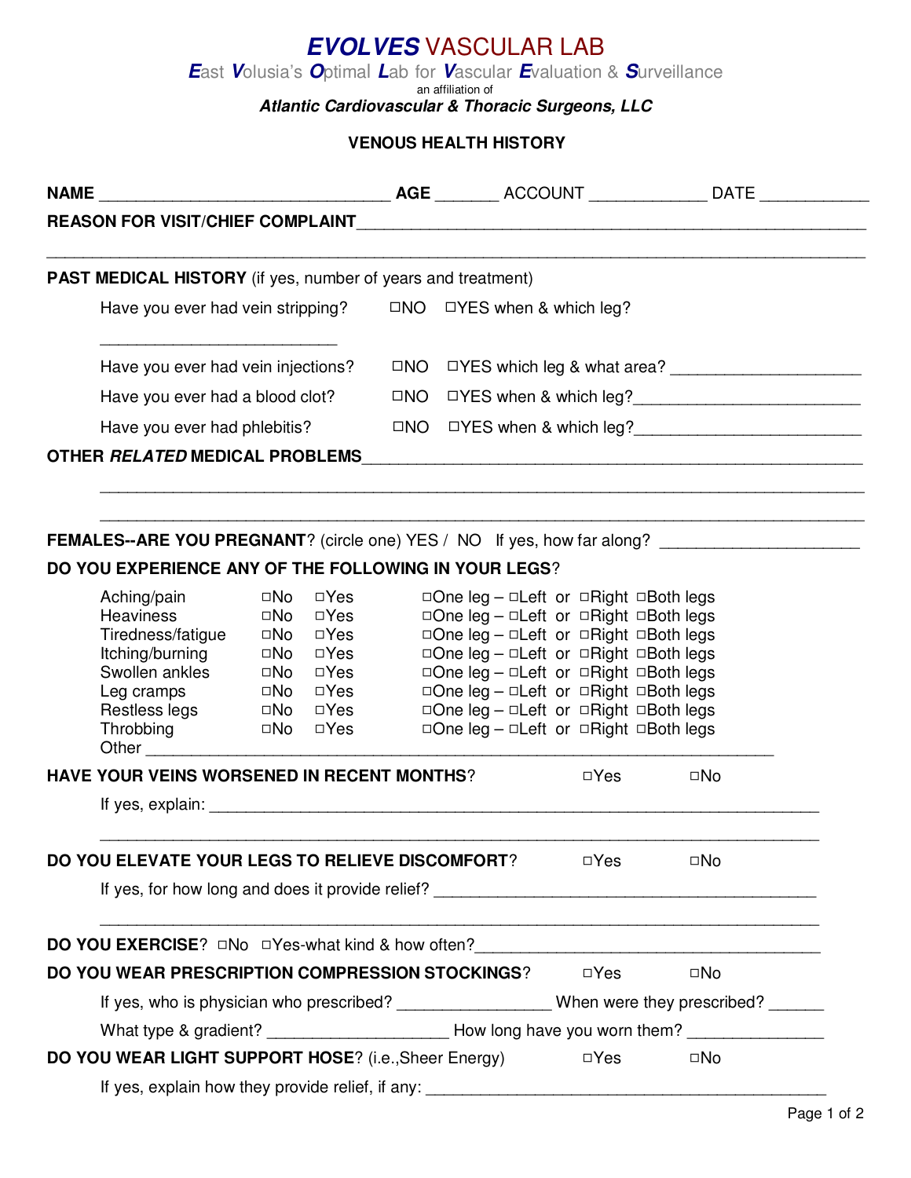# ***EVOLVES*** VASCULAR LAB

***E**ast **V**olusia's **O**ptimal **L**ab for **V**ascular **E**valuation & **S**urveillance*

an affiliation of

***Atlantic Cardiovascular & Thoracic Surgeons, LLC***

## VENOUS HEALTH HISTORY

**NAME** _______________________________ **AGE** _______ ACCOUNT _____________ DATE ____________

**REASON FOR VISIT/CHIEF COMPLAINT**_______________________________________________________

___________________________________________________________________________________________

**PAST MEDICAL HISTORY** (if yes, number of years and treatment)

Have you ever had vein stripping? ☐NO ☐YES when & which leg?

__________________________

Have you ever had vein injections? ☐NO ☐YES which leg & what area? _____________________

Have you ever had a blood clot? ☐NO ☐YES when & which leg?________________________

Have you ever had phlebitis? ☐NO ☐YES when & which leg?________________________

**OTHER *RELATED* MEDICAL PROBLEMS**_______________________________________________________

___________________________________________________________________________________________

___________________________________________________________________________________________

**FEMALES--ARE YOU PREGNANT**? (circle one) YES / NO If yes, how far along? ______________________

**DO YOU EXPERIENCE ANY OF THE FOLLOWING IN YOUR LEGS**?

| | | | |
|---|---|---|---|
| Aching/pain | ☐No | ☐Yes | ☐One leg – ☐Left or ☐Right ☐Both legs |
| Heaviness | ☐No | ☐Yes | ☐One leg – ☐Left or ☐Right ☐Both legs |
| Tiredness/fatigue | ☐No | ☐Yes | ☐One leg – ☐Left or ☐Right ☐Both legs |
| Itching/burning | ☐No | ☐Yes | ☐One leg – ☐Left or ☐Right ☐Both legs |
| Swollen ankles | ☐No | ☐Yes | ☐One leg – ☐Left or ☐Right ☐Both legs |
| Leg cramps | ☐No | ☐Yes | ☐One leg – ☐Left or ☐Right ☐Both legs |
| Restless legs | ☐No | ☐Yes | ☐One leg – ☐Left or ☐Right ☐Both legs |
| Throbbing | ☐No | ☐Yes | ☐One leg – ☐Left or ☐Right ☐Both legs |

Other ___________________________________________________________________________

**HAVE YOUR VEINS WORSENED IN RECENT MONTHS**? ☐Yes ☐No

If yes, explain: _______________________________________________________________________

___________________________________________________________________________________________

**DO YOU ELEVATE YOUR LEGS TO RELIEVE DISCOMFORT**? ☐Yes ☐No

If yes, for how long and does it provide relief? _____________________________________________

___________________________________________________________________________________________

**DO YOU EXERCISE**? ☐No ☐Yes-what kind & how often?______________________________________

**DO YOU WEAR PRESCRIPTION COMPRESSION STOCKINGS**? ☐Yes ☐No

If yes, who is physician who prescribed? ________________ When were they prescribed? ______

What type & gradient? ____________________ How long have you worn them? ______________

**DO YOU WEAR LIGHT SUPPORT HOSE**? (i.e.,Sheer Energy) ☐Yes ☐No

If yes, explain how they provide relief, if any: _____________________________________________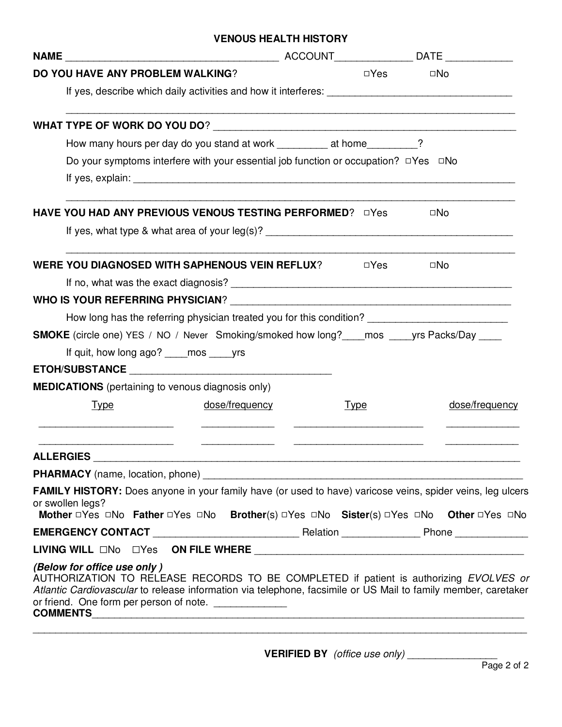# VENOUS HEALTH HISTORY

**NAME** ______________________________________ ACCOUNT______________ DATE ____________

**DO YOU HAVE ANY PROBLEM WALKING**? □Yes □No

If yes, describe which daily activities and how it interferes: ________________________________

______________________________________________________________________________

**WHAT TYPE OF WORK DO YOU DO**? ______________________________________________________

How many hours per day do you stand at work _________ at home_________?

Do your symptoms interfere with your essential job function or occupation? □Yes □No

If yes, explain: ________________________________________________________________

______________________________________________________________________________

**HAVE YOU HAD ANY PREVIOUS VENOUS TESTING PERFORMED**? □Yes □No

If yes, what type & what area of your leg(s)? ___________________________________________

______________________________________________________________________________

**WERE YOU DIAGNOSED WITH SAPHENOUS VEIN REFLUX**? □Yes □No

If no, what was the exact diagnosis? _________________________________________________

**WHO IS YOUR REFERRING PHYSICIAN**? _________________________________________________

How long has the referring physician treated you for this condition? ________________________

**SMOKE** (circle one) YES / NO / Never Smoking/smoked how long?____mos ____yrs Packs/Day ____

If quit, how long ago? ____mos ____yrs

**ETOH/SUBSTANCE** ___________________________________

**MEDICATIONS** (pertaining to venous diagnosis only)

| Type | dose/frequency | Type | dose/frequency |
|---|---|---|---|
| ________________________ | _____________ | _______________________ | _____________ |
| ________________________ | _____________ | _______________________ | _____________ |

**ALLERGIES** __________________________________________________________________________

**PHARMACY** (name, location, phone) ______________________________________________________

**FAMILY HISTORY:** Does anyone in your family have (or used to have) varicose veins, spider veins, leg ulcers or swollen legs?

**Mother** □Yes □No **Father** □Yes □No **Brother**(s) □Yes □No **Sister**(s) □Yes □No **Other** □Yes □No

**EMERGENCY CONTACT** __________________________ Relation ______________ Phone _____________

**LIVING WILL** ☐No ☐Yes **ON FILE WHERE** _________________________________________________

***(Below for office use only )***

AUTHORIZATION TO RELEASE RECORDS TO BE COMPLETED if patient is authorizing *EVOLVES or Atlantic Cardiovascular* to release information via telephone, facsimile or US Mail to family member, caretaker or friend. One form per person of note. _____________

**COMMENTS**_________________________________________________________________________

______________________________________________________________________________

**VERIFIED BY** *(office use only)* ________________